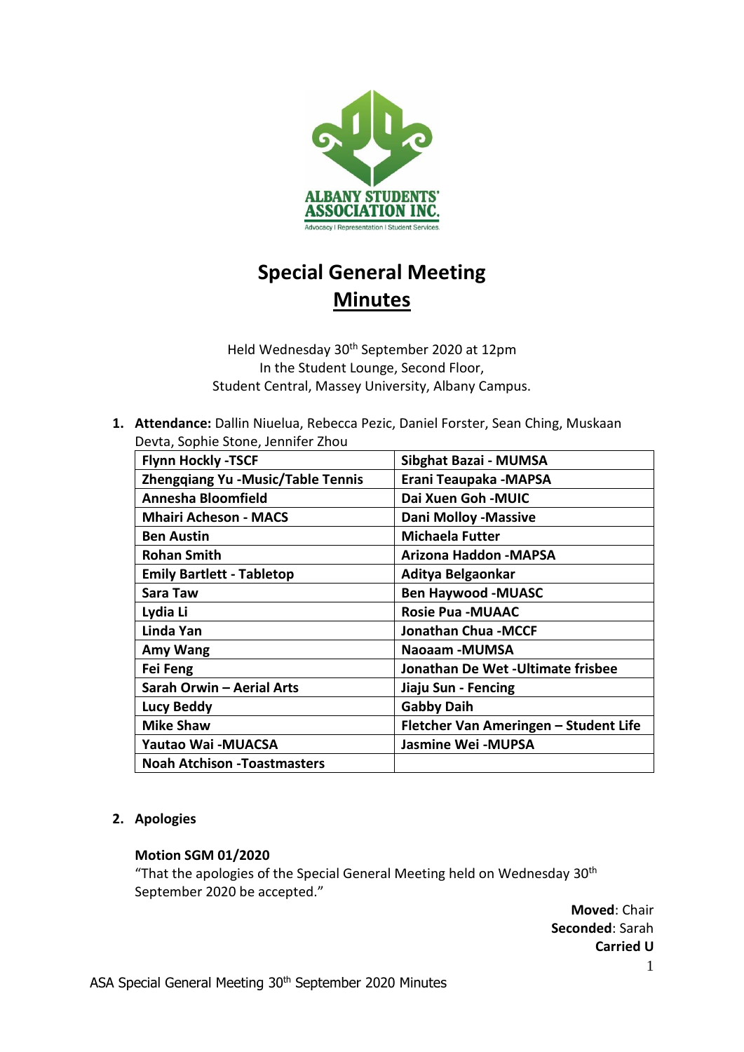# Special General Meeting

## Minutes

Held Wednesday 30th September 2020 at 12pm
In the Student Lounge, Second Floor,
Student Central, Massey University, Albany Campus.

1. **Attendance:** Dallin Niuelua, Rebecca Pezic, Daniel Forster, Sean Ching, Muskaan Devta, Sophie Stone, Jennifer Zhou

| | |
|---|---|
| **Flynn Hockly -TSCF** | **Sibghat Bazai - MUMSA** |
| **Zhengqiang Yu -Music/Table Tennis** | **Erani Teaupaka -MAPSA** |
| **Annesha Bloomfield** | **Dai Xuen Goh -MUIC** |
| **Mhairi Acheson - MACS** | **Dani Molloy -Massive** |
| **Ben Austin** | **Michaela Futter** |
| **Rohan Smith** | **Arizona Haddon -MAPSA** |
| **Emily Bartlett - Tabletop** | **Aditya Belgaonkar** |
| **Sara Taw** | **Ben Haywood -MUASC** |
| **Lydia Li** | **Rosie Pua -MUAAC** |
| **Linda Yan** | **Jonathan Chua -MCCF** |
| **Amy Wang** | **Naoaam -MUMSA** |
| **Fei Feng** | **Jonathan De Wet -Ultimate frisbee** |
| **Sarah Orwin – Aerial Arts** | **Jiaju Sun - Fencing** |
| **Lucy Beddy** | **Gabby Daih** |
| **Mike Shaw** | **Fletcher Van Ameringen – Student Life** |
| **Yautao Wai -MUACSA** | **Jasmine Wei -MUPSA** |
| **Noah Atchison -Toastmasters** | |

2. **Apologies**

**Motion SGM 01/2020**
"That the apologies of the Special General Meeting held on Wednesday 30th September 2020 be accepted."

**Moved**: Chair
**Seconded**: Sarah
**Carried U**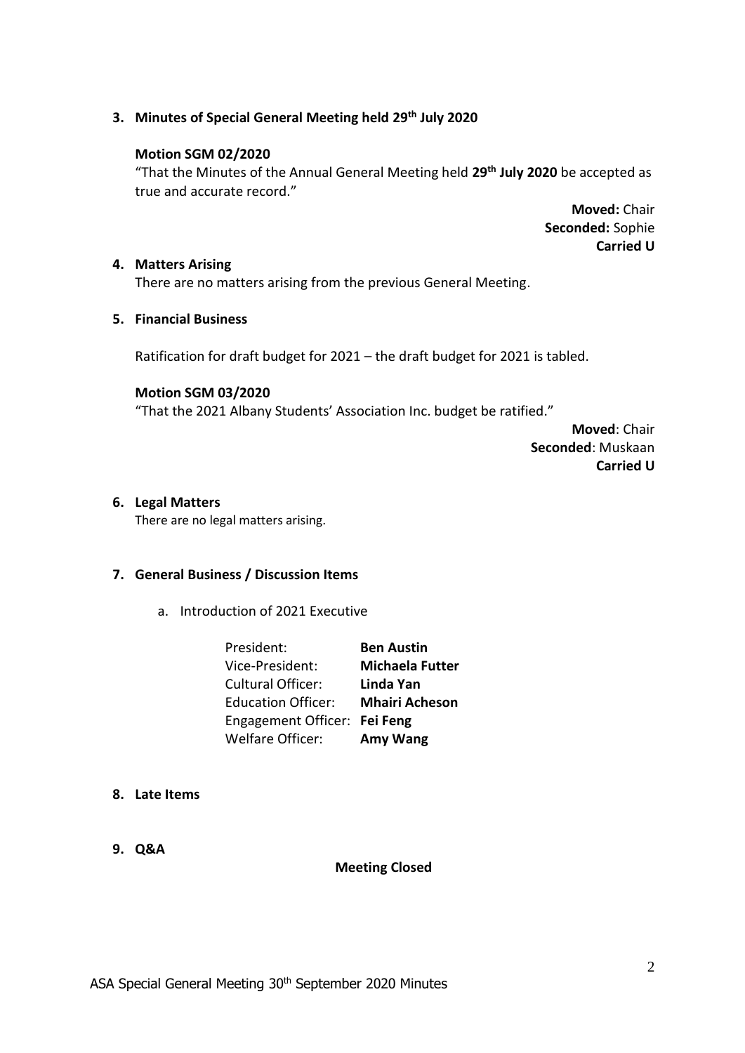## 3. Minutes of Special General Meeting held 29th July 2020

**Motion SGM 02/2020**

"That the Minutes of the Annual General Meeting held **29th July 2020** be accepted as true and accurate record."

**Moved:** Chair
**Seconded:** Sophie
**Carried U**

## 4. Matters Arising

There are no matters arising from the previous General Meeting.

## 5. Financial Business

Ratification for draft budget for 2021 – the draft budget for 2021 is tabled.

**Motion SGM 03/2020**

"That the 2021 Albany Students' Association Inc. budget be ratified."

**Moved**: Chair
**Seconded**: Muskaan
**Carried U**

## 6. Legal Matters

There are no legal matters arising.

## 7. General Business / Discussion Items

a. Introduction of 2021 Executive

| | |
|---|---|
| President: | **Ben Austin** |
| Vice-President: | **Michaela Futter** |
| Cultural Officer: | **Linda Yan** |
| Education Officer: | **Mhairi Acheson** |
| Engagement Officer: | **Fei Feng** |
| Welfare Officer: | **Amy Wang** |

## 8. Late Items

## 9. Q&A

**Meeting Closed**